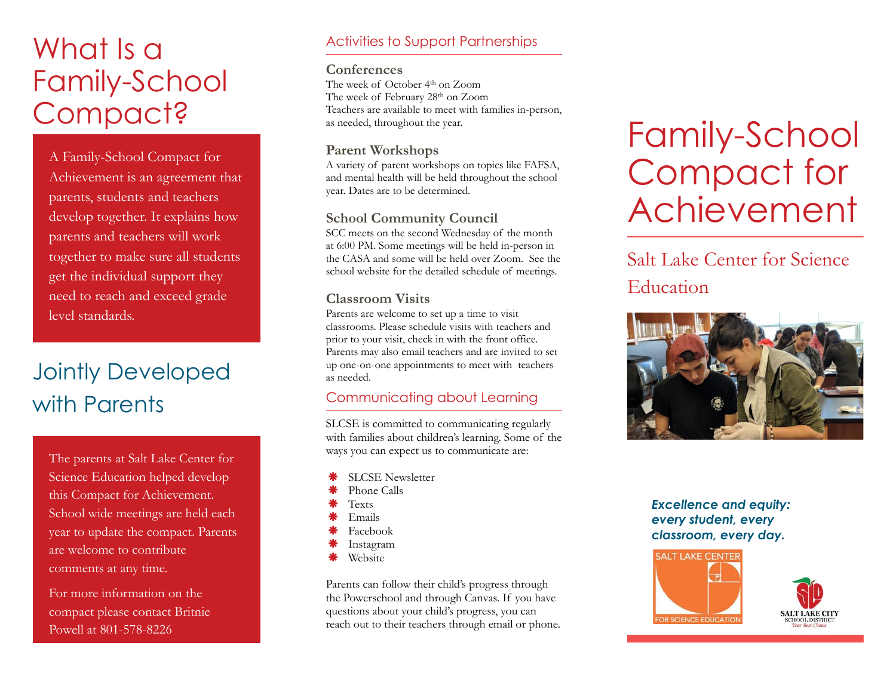# What Is a Family-School Compact?

A Family-School Compact for Achievement is an agreement that parents, students and teachers develop together. It explains how parents and teachers will work together to make sure all students get the individual support they need to reach and exceed grade level standards.

# Jointly Developed with Parents

The parents at Salt Lake Center for Science Education helped develop this Compact for Achievement. School wide meetings are held each year to update the compact. Parents are welcome to contribute comments at any time.

For more information on the compact please contact Britnie Powell at 801-578-8226

## Activities to Support Partnerships

### Conferences

The week of October 4th on Zoom
The week of February 28th on Zoom
Teachers are available to meet with families in-person, as needed, throughout the year.

### Parent Workshops

A variety of parent workshops on topics like FAFSA, and mental health will be held throughout the school year. Dates are to be determined.

### School Community Council

SCC meets on the second Wednesday of the month at 6:00 PM. Some meetings will be held in-person in the CASA and some will be held over Zoom. See the school website for the detailed schedule of meetings.

### Classroom Visits

Parents are welcome to set up a time to visit classrooms. Please schedule visits with teachers and prior to your visit, check in with the front office. Parents may also email teachers and are invited to set up one-on-one appointments to meet with teachers as needed.

## Communicating about Learning

SLCSE is committed to communicating regularly with families about children's learning. Some of the ways you can expect us to communicate are:

- SLCSE Newsletter
- Phone Calls
- Texts
- Emails
- Facebook
- Instagram
- Website

Parents can follow their child's progress through the Powerschool and through Canvas. If you have questions about your child's progress, you can reach out to their teachers through email or phone.

# Family-School Compact for Achievement

## Salt Lake Center for Science Education

***Excellence and equity: every student, every classroom, every day.***

SALT LAKE CENTER FOR SCIENCE EDUCATION

SALT LAKE CITY SCHOOL DISTRICT
*Your Best Choice*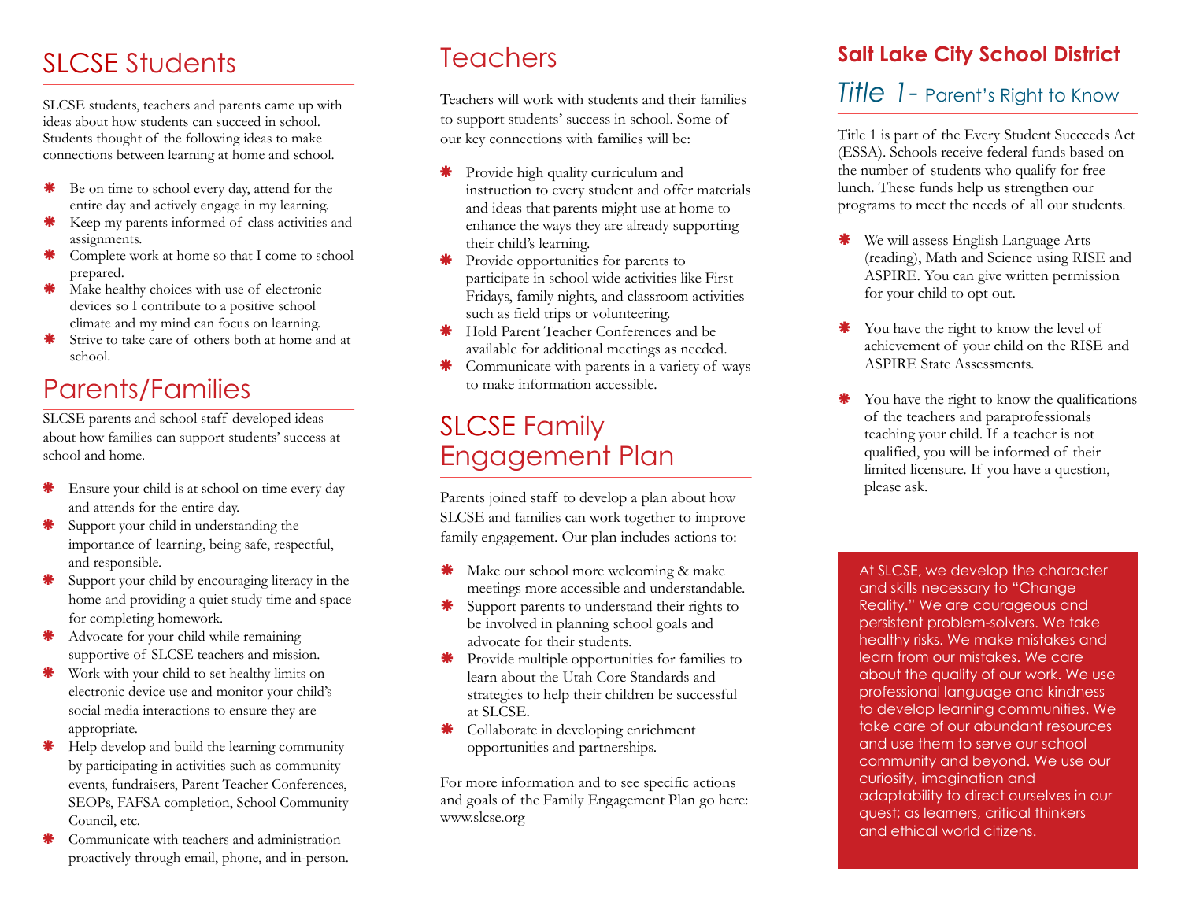## SLCSE Students

SLCSE students, teachers and parents came up with ideas about how students can succeed in school. Students thought of the following ideas to make connections between learning at home and school.

- Be on time to school every day, attend for the entire day and actively engage in my learning.
- Keep my parents informed of class activities and assignments.
- Complete work at home so that I come to school prepared.
- Make healthy choices with use of electronic devices so I contribute to a positive school climate and my mind can focus on learning.
- Strive to take care of others both at home and at school.

## Parents/Families

SLCSE parents and school staff developed ideas about how families can support students' success at school and home.

- Ensure your child is at school on time every day and attends for the entire day.
- Support your child in understanding the importance of learning, being safe, respectful, and responsible.
- Support your child by encouraging literacy in the home and providing a quiet study time and space for completing homework.
- Advocate for your child while remaining supportive of SLCSE teachers and mission.
- Work with your child to set healthy limits on electronic device use and monitor your child's social media interactions to ensure they are appropriate.
- Help develop and build the learning community by participating in activities such as community events, fundraisers, Parent Teacher Conferences, SEOPs, FAFSA completion, School Community Council, etc.
- Communicate with teachers and administration proactively through email, phone, and in-person.

## Teachers

Teachers will work with students and their families to support students' success in school. Some of our key connections with families will be:

- Provide high quality curriculum and instruction to every student and offer materials and ideas that parents might use at home to enhance the ways they are already supporting their child's learning.
- Provide opportunities for parents to participate in school wide activities like First Fridays, family nights, and classroom activities such as field trips or volunteering.
- Hold Parent Teacher Conferences and be available for additional meetings as needed.
- Communicate with parents in a variety of ways to make information accessible.

## SLCSE Family Engagement Plan

Parents joined staff to develop a plan about how SLCSE and families can work together to improve family engagement. Our plan includes actions to:

- Make our school more welcoming & make meetings more accessible and understandable.
- Support parents to understand their rights to be involved in planning school goals and advocate for their students.
- Provide multiple opportunities for families to learn about the Utah Core Standards and strategies to help their children be successful at SLCSE.
- Collaborate in developing enrichment opportunities and partnerships.

For more information and to see specific actions and goals of the Family Engagement Plan go here: www.slcse.org

## Salt Lake City School District

### *Title 1* - Parent's Right to Know

Title 1 is part of the Every Student Succeeds Act (ESSA). Schools receive federal funds based on the number of students who qualify for free lunch. These funds help us strengthen our programs to meet the needs of all our students.

- We will assess English Language Arts (reading), Math and Science using RISE and ASPIRE. You can give written permission for your child to opt out.
- You have the right to know the level of achievement of your child on the RISE and ASPIRE State Assessments.
- You have the right to know the qualifications of the teachers and paraprofessionals teaching your child. If a teacher is not qualified, you will be informed of their limited licensure. If you have a question, please ask.

At SLCSE, we develop the character and skills necessary to "Change Reality." We are courageous and persistent problem-solvers. We take healthy risks. We make mistakes and learn from our mistakes. We care about the quality of our work. We use professional language and kindness to develop learning communities. We take care of our abundant resources and use them to serve our school community and beyond. We use our curiosity, imagination and adaptability to direct ourselves in our quest; as learners, critical thinkers and ethical world citizens.